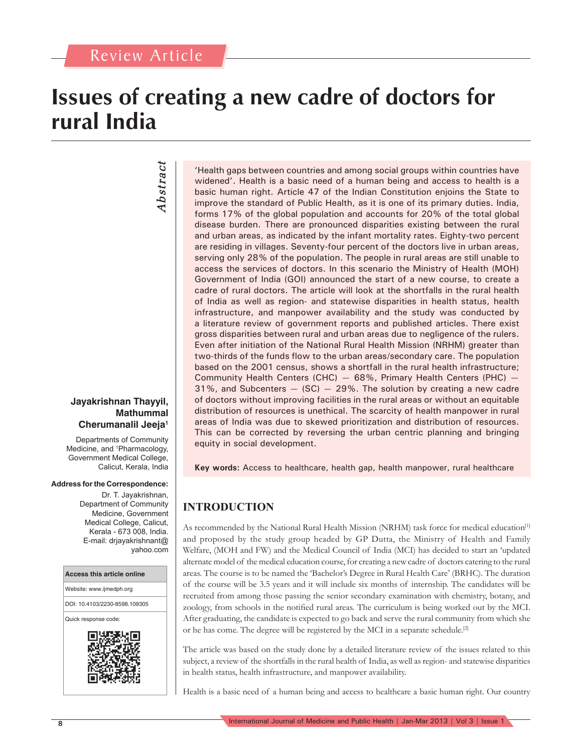Review Article

# Issues of creating a new cadre of doctors for rural India

**Jayakrishnan Thayyil, Mathummal Cherumanalil Jeeja[1]**

Departments of Community Medicine, and [1]Pharmacology, Government Medical College, Calicut, Kerala, India

**Address for the Correspondence:**

Dr. T. Jayakrishnan, Department of Community Medicine, Government Medical College, Calicut, Kerala - 673 008, India. E-mail: drjayakrishnant@yahoo.com

| Access this article online |
|---|
| Website: www.ijmedph.org |
| DOI: 10.4103/2230-8598.109305 |
| Quick response code: |

## *Abstract*

'Health gaps between countries and among social groups within countries have widened'. Health is a basic need of a human being and access to health is a basic human right. Article 47 of the Indian Constitution enjoins the State to improve the standard of Public Health, as it is one of its primary duties. India, forms 17% of the global population and accounts for 20% of the total global disease burden. There are pronounced disparities existing between the rural and urban areas, as indicated by the infant mortality rates. Eighty-two percent are residing in villages. Seventy-four percent of the doctors live in urban areas, serving only 28% of the population. The people in rural areas are still unable to access the services of doctors. In this scenario the Ministry of Health (MOH) Government of India (GOI) announced the start of a new course, to create a cadre of rural doctors. The article will look at the shortfalls in the rural health of India as well as region- and statewise disparities in health status, health infrastructure, and manpower availability and the study was conducted by a literature review of government reports and published articles. There exist gross disparities between rural and urban areas due to negligence of the rulers. Even after initiation of the National Rural Health Mission (NRHM) greater than two-thirds of the funds flow to the urban areas/secondary care. The population based on the 2001 census, shows a shortfall in the rural health infrastructure; Community Health Centers (CHC) — 68%, Primary Health Centers (PHC) — 31%, and Subcenters — (SC) — 29%. The solution by creating a new cadre of doctors without improving facilities in the rural areas or without an equitable distribution of resources is unethical. The scarcity of health manpower in rural areas of India was due to skewed prioritization and distribution of resources. This can be corrected by reversing the urban centric planning and bringing equity in social development.

**Key words:** Access to healthcare, health gap, health manpower, rural healthcare

## INTRODUCTION

As recommended by the National Rural Health Mission (NRHM) task force for medical education[1] and proposed by the study group headed by GP Dutta, the Ministry of Health and Family Welfare, (MOH and FW) and the Medical Council of India (MCI) has decided to start an 'updated alternate model of the medical education course, for creating a new cadre of doctors catering to the rural areas. The course is to be named the 'Bachelor's Degree in Rural Health Care' (BRHC). The duration of the course will be 3.5 years and it will include six months of internship. The candidates will be recruited from among those passing the senior secondary examination with chemistry, botany, and zoology, from schools in the notified rural areas. The curriculum is being worked out by the MCI. After graduating, the candidate is expected to go back and serve the rural community from which she or he has come. The degree will be registered by the MCI in a separate schedule.[2]

The article was based on the study done by a detailed literature review of the issues related to this subject, a review of the shortfalls in the rural health of India, as well as region- and statewise disparities in health status, health infrastructure, and manpower availability.

Health is a basic need of a human being and access to healthcare a basic human right. Our country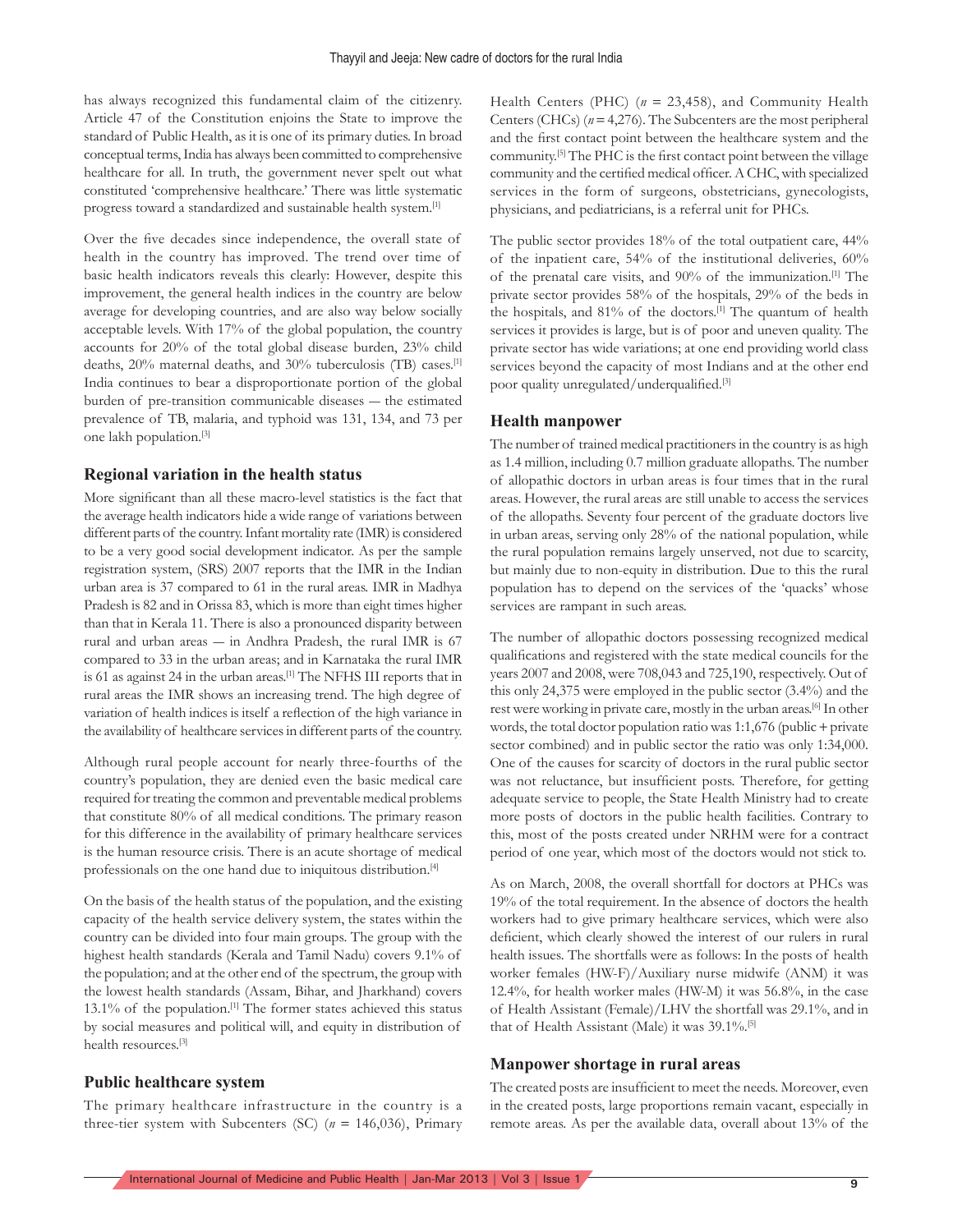has always recognized this fundamental claim of the citizenry. Article 47 of the Constitution enjoins the State to improve the standard of Public Health, as it is one of its primary duties. In broad conceptual terms, India has always been committed to comprehensive healthcare for all. In truth, the government never spelt out what constituted 'comprehensive healthcare.' There was little systematic progress toward a standardized and sustainable health system.[1]

Over the five decades since independence, the overall state of health in the country has improved. The trend over time of basic health indicators reveals this clearly: However, despite this improvement, the general health indices in the country are below average for developing countries, and are also way below socially acceptable levels. With 17% of the global population, the country accounts for 20% of the total global disease burden, 23% child deaths, 20% maternal deaths, and 30% tuberculosis (TB) cases.[1] India continues to bear a disproportionate portion of the global burden of pre-transition communicable diseases — the estimated prevalence of TB, malaria, and typhoid was 131, 134, and 73 per one lakh population.[3]

### Regional variation in the health status

More significant than all these macro-level statistics is the fact that the average health indicators hide a wide range of variations between different parts of the country. Infant mortality rate (IMR) is considered to be a very good social development indicator. As per the sample registration system, (SRS) 2007 reports that the IMR in the Indian urban area is 37 compared to 61 in the rural areas. IMR in Madhya Pradesh is 82 and in Orissa 83, which is more than eight times higher than that in Kerala 11. There is also a pronounced disparity between rural and urban areas — in Andhra Pradesh, the rural IMR is 67 compared to 33 in the urban areas; and in Karnataka the rural IMR is 61 as against 24 in the urban areas.[1] The NFHS III reports that in rural areas the IMR shows an increasing trend. The high degree of variation of health indices is itself a reflection of the high variance in the availability of healthcare services in different parts of the country.

Although rural people account for nearly three-fourths of the country's population, they are denied even the basic medical care required for treating the common and preventable medical problems that constitute 80% of all medical conditions. The primary reason for this difference in the availability of primary healthcare services is the human resource crisis. There is an acute shortage of medical professionals on the one hand due to iniquitous distribution.[4]

On the basis of the health status of the population, and the existing capacity of the health service delivery system, the states within the country can be divided into four main groups. The group with the highest health standards (Kerala and Tamil Nadu) covers 9.1% of the population; and at the other end of the spectrum, the group with the lowest health standards (Assam, Bihar, and Jharkhand) covers 13.1% of the population.[1] The former states achieved this status by social measures and political will, and equity in distribution of health resources.[3]

### Public healthcare system

The primary healthcare infrastructure in the country is a three-tier system with Subcenters (SC) ($n$ = 146,036), Primary Health Centers (PHC) ($n$ = 23,458), and Community Health Centers (CHCs) ($n$ = 4,276). The Subcenters are the most peripheral and the first contact point between the healthcare system and the community.[5] The PHC is the first contact point between the village community and the certified medical officer. A CHC, with specialized services in the form of surgeons, obstetricians, gynecologists, physicians, and pediatricians, is a referral unit for PHCs.

The public sector provides 18% of the total outpatient care, 44% of the inpatient care, 54% of the institutional deliveries, 60% of the prenatal care visits, and 90% of the immunization.[1] The private sector provides 58% of the hospitals, 29% of the beds in the hospitals, and 81% of the doctors.[1] The quantum of health services it provides is large, but is of poor and uneven quality. The private sector has wide variations; at one end providing world class services beyond the capacity of most Indians and at the other end poor quality unregulated/underqualified.[3]

### Health manpower

The number of trained medical practitioners in the country is as high as 1.4 million, including 0.7 million graduate allopaths. The number of allopathic doctors in urban areas is four times that in the rural areas. However, the rural areas are still unable to access the services of the allopaths. Seventy four percent of the graduate doctors live in urban areas, serving only 28% of the national population, while the rural population remains largely unserved, not due to scarcity, but mainly due to non-equity in distribution. Due to this the rural population has to depend on the services of the 'quacks' whose services are rampant in such areas.

The number of allopathic doctors possessing recognized medical qualifications and registered with the state medical councils for the years 2007 and 2008, were 708,043 and 725,190, respectively. Out of this only 24,375 were employed in the public sector (3.4%) and the rest were working in private care, mostly in the urban areas.[6] In other words, the total doctor population ratio was 1:1,676 (public + private sector combined) and in public sector the ratio was only 1:34,000. One of the causes for scarcity of doctors in the rural public sector was not reluctance, but insufficient posts. Therefore, for getting adequate service to people, the State Health Ministry had to create more posts of doctors in the public health facilities. Contrary to this, most of the posts created under NRHM were for a contract period of one year, which most of the doctors would not stick to.

As on March, 2008, the overall shortfall for doctors at PHCs was 19% of the total requirement. In the absence of doctors the health workers had to give primary healthcare services, which were also deficient, which clearly showed the interest of our rulers in rural health issues. The shortfalls were as follows: In the posts of health worker females (HW-F)/Auxiliary nurse midwife (ANM) it was 12.4%, for health worker males (HW-M) it was 56.8%, in the case of Health Assistant (Female)/LHV the shortfall was 29.1%, and in that of Health Assistant (Male) it was 39.1%.[5]

### Manpower shortage in rural areas

The created posts are insufficient to meet the needs. Moreover, even in the created posts, large proportions remain vacant, especially in remote areas. As per the available data, overall about 13% of the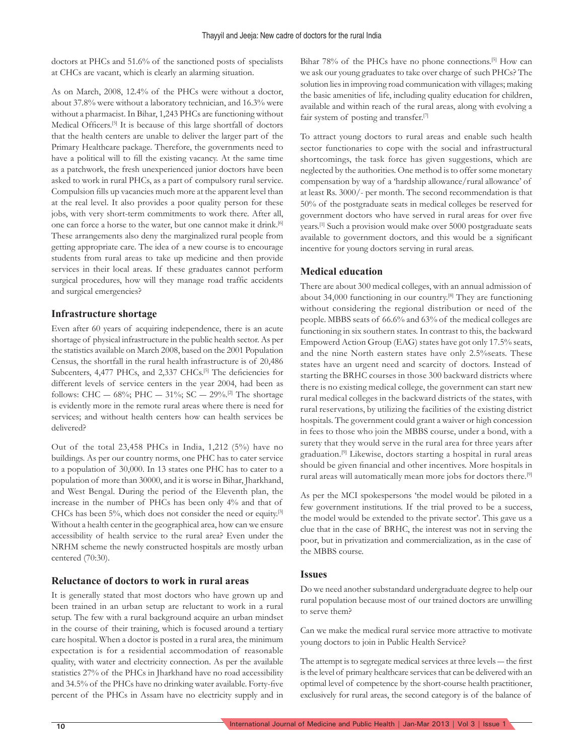doctors at PHCs and 51.6% of the sanctioned posts of specialists at CHCs are vacant, which is clearly an alarming situation.

As on March, 2008, 12.4% of the PHCs were without a doctor, about 37.8% were without a laboratory technician, and 16.3% were without a pharmacist. In Bihar, 1,243 PHCs are functioning without Medical Officers.[5] It is because of this large shortfall of doctors that the health centers are unable to deliver the larger part of the Primary Healthcare package. Therefore, the governments need to have a political will to fill the existing vacancy. At the same time as a patchwork, the fresh unexperienced junior doctors have been asked to work in rural PHCs, as a part of compulsory rural service. Compulsion fills up vacancies much more at the apparent level than at the real level. It also provides a poor quality person for these jobs, with very short-term commitments to work there. After all, one can force a horse to the water, but one cannot make it drink.[6] These arrangements also deny the marginalized rural people from getting appropriate care. The idea of a new course is to encourage students from rural areas to take up medicine and then provide services in their local areas. If these graduates cannot perform surgical procedures, how will they manage road traffic accidents and surgical emergencies?

## Infrastructure shortage

Even after 60 years of acquiring independence, there is an acute shortage of physical infrastructure in the public health sector. As per the statistics available on March 2008, based on the 2001 Population Census, the shortfall in the rural health infrastructure is of 20,486 Subcenters, 4,477 PHCs, and 2,337 CHCs.[5] The deficiencies for different levels of service centers in the year 2004, had been as follows: CHC — 68%; PHC — 31%; SC — 29%.[2] The shortage is evidently more in the remote rural areas where there is need for services; and without health centers how can health services be delivered?

Out of the total 23,458 PHCs in India, 1,212 (5%) have no buildings. As per our country norms, one PHC has to cater service to a population of 30,000. In 13 states one PHC has to cater to a population of more than 30000, and it is worse in Bihar, Jharkhand, and West Bengal. During the period of the Eleventh plan, the increase in the number of PHCs has been only 4% and that of CHCs has been 5%, which does not consider the need or equity.[3] Without a health center in the geographical area, how can we ensure accessibility of health service to the rural area? Even under the NRHM scheme the newly constructed hospitals are mostly urban centered (70:30).

## Reluctance of doctors to work in rural areas

It is generally stated that most doctors who have grown up and been trained in an urban setup are reluctant to work in a rural setup. The few with a rural background acquire an urban mindset in the course of their training, which is focused around a tertiary care hospital. When a doctor is posted in a rural area, the minimum expectation is for a residential accommodation of reasonable quality, with water and electricity connection. As per the available statistics 27% of the PHCs in Jharkhand have no road accessibility and 34.5% of the PHCs have no drinking water available. Forty-five percent of the PHCs in Assam have no electricity supply and in Bihar 78% of the PHCs have no phone connections.[5] How can we ask our young graduates to take over charge of such PHCs? The solution lies in improving road communication with villages; making the basic amenities of life, including quality education for children, available and within reach of the rural areas, along with evolving a fair system of posting and transfer.[7]

To attract young doctors to rural areas and enable such health sector functionaries to cope with the social and infrastructural shortcomings, the task force has given suggestions, which are neglected by the authorities. One method is to offer some monetary compensation by way of a 'hardship allowance/rural allowance' of at least Rs. 3000/- per month. The second recommendation is that 50% of the postgraduate seats in medical colleges be reserved for government doctors who have served in rural areas for over five years.[1] Such a provision would make over 5000 postgraduate seats available to government doctors, and this would be a significant incentive for young doctors serving in rural areas.

## Medical education

There are about 300 medical colleges, with an annual admission of about 34,000 functioning in our country.[8] They are functioning without considering the regional distribution or need of the people. MBBS seats of 66.6% and 63% of the medical colleges are functioning in six southern states. In contrast to this, the backward Empowerd Action Group (EAG) states have got only 17.5% seats, and the nine North eastern states have only 2.5%seats. These states have an urgent need and scarcity of doctors. Instead of starting the BRHC courses in those 300 backward districts where there is no existing medical college, the government can start new rural medical colleges in the backward districts of the states, with rural reservations, by utilizing the facilities of the existing district hospitals. The government could grant a waiver or high concession in fees to those who join the MBBS course, under a bond, with a surety that they would serve in the rural area for three years after graduation.[9] Likewise, doctors starting a hospital in rural areas should be given financial and other incentives. More hospitals in rural areas will automatically mean more jobs for doctors there.[9]

As per the MCI spokespersons 'the model would be piloted in a few government institutions. If the trial proved to be a success, the model would be extended to the private sector'. This gave us a clue that in the case of BRHC, the interest was not in serving the poor, but in privatization and commercialization, as in the case of the MBBS course.

## Issues

Do we need another substandard undergraduate degree to help our rural population because most of our trained doctors are unwilling to serve them?

Can we make the medical rural service more attractive to motivate young doctors to join in Public Health Service?

The attempt is to segregate medical services at three levels — the first is the level of primary healthcare services that can be delivered with an optimal level of competence by the short-course health practitioner, exclusively for rural areas, the second category is of the balance of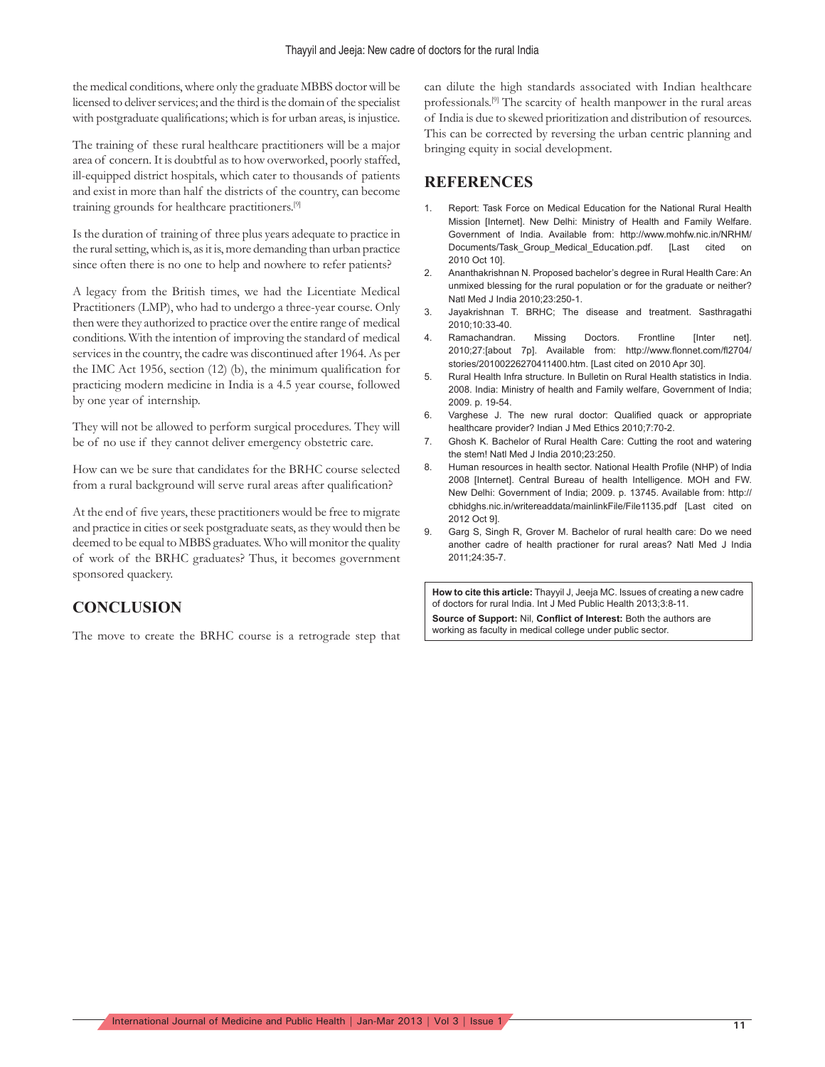the medical conditions, where only the graduate MBBS doctor will be licensed to deliver services; and the third is the domain of the specialist with postgraduate qualifications; which is for urban areas, is injustice.

The training of these rural healthcare practitioners will be a major area of concern. It is doubtful as to how overworked, poorly staffed, ill-equipped district hospitals, which cater to thousands of patients and exist in more than half the districts of the country, can become training grounds for healthcare practitioners.[9]

Is the duration of training of three plus years adequate to practice in the rural setting, which is, as it is, more demanding than urban practice since often there is no one to help and nowhere to refer patients?

A legacy from the British times, we had the Licentiate Medical Practitioners (LMP), who had to undergo a three-year course. Only then were they authorized to practice over the entire range of medical conditions. With the intention of improving the standard of medical services in the country, the cadre was discontinued after 1964. As per the IMC Act 1956, section (12) (b), the minimum qualification for practicing modern medicine in India is a 4.5 year course, followed by one year of internship.

They will not be allowed to perform surgical procedures. They will be of no use if they cannot deliver emergency obstetric care.

How can we be sure that candidates for the BRHC course selected from a rural background will serve rural areas after qualification?

At the end of five years, these practitioners would be free to migrate and practice in cities or seek postgraduate seats, as they would then be deemed to be equal to MBBS graduates. Who will monitor the quality of work of the BRHC graduates? Thus, it becomes government sponsored quackery.

## CONCLUSION

The move to create the BRHC course is a retrograde step that can dilute the high standards associated with Indian healthcare professionals.[9] The scarcity of health manpower in the rural areas of India is due to skewed prioritization and distribution of resources. This can be corrected by reversing the urban centric planning and bringing equity in social development.

## REFERENCES

1. Report: Task Force on Medical Education for the National Rural Health Mission [Internet]. New Delhi: Ministry of Health and Family Welfare. Government of India. Available from: http://www.mohfw.nic.in/NRHM/Documents/Task_Group_Medical_Education.pdf. [Last cited on 2010 Oct 10].
2. Ananthakrishnan N. Proposed bachelor's degree in Rural Health Care: An unmixed blessing for the rural population or for the graduate or neither? Natl Med J India 2010;23:250-1.
3. Jayakrishnan T. BRHC; The disease and treatment. Sasthragathi 2010;10:33-40.
4. Ramachandran. Missing Doctors. Frontline [Inter net]. 2010;27:[about 7p]. Available from: http://www.flonnet.com/fl2704/stories/20100226270411400.htm. [Last cited on 2010 Apr 30].
5. Rural Health Infra structure. In Bulletin on Rural Health statistics in India. 2008. India: Ministry of health and Family welfare, Government of India; 2009. p. 19-54.
6. Varghese J. The new rural doctor: Qualified quack or appropriate healthcare provider? Indian J Med Ethics 2010;7:70-2.
7. Ghosh K. Bachelor of Rural Health Care: Cutting the root and watering the stem! Natl Med J India 2010;23:250.
8. Human resources in health sector. National Health Profile (NHP) of India 2008 [Internet]. Central Bureau of health Intelligence. MOH and FW. New Delhi: Government of India; 2009. p. 13745. Available from: http://cbhidghs.nic.in/writereaddata/mainlinkFile/File1135.pdf [Last cited on 2012 Oct 9].
9. Garg S, Singh R, Grover M. Bachelor of rural health care: Do we need another cadre of health practioner for rural areas? Natl Med J India 2011;24:35-7.

**How to cite this article:** Thayyil J, Jeeja MC. Issues of creating a new cadre of doctors for rural India. Int J Med Public Health 2013;3:8-11.

**Source of Support:** Nil, **Conflict of Interest:** Both the authors are working as faculty in medical college under public sector.